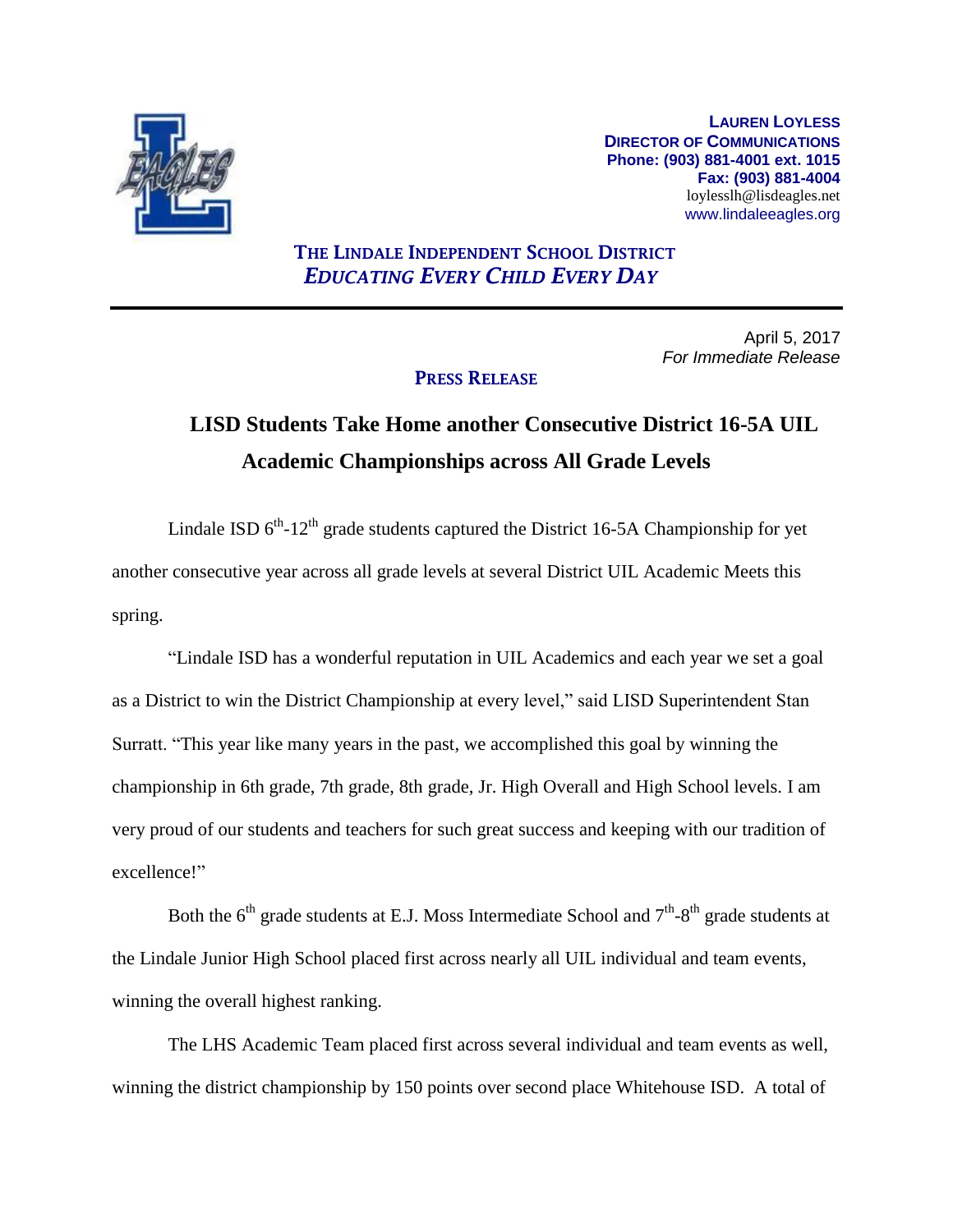**LAUREN LOYLESS**
**DIRECTOR OF COMMUNICATIONS**
**Phone: (903) 881-4001 ext. 1015**
**Fax: (903) 881-4004**
loylesslh@lisdeagles.net
www.lindaleeagles.org

**THE LINDALE INDEPENDENT SCHOOL DISTRICT**
***EDUCATING EVERY CHILD EVERY DAY***

---

April 5, 2017
*For Immediate Release*

**PRESS RELEASE**

# LISD Students Take Home another Consecutive District 16-5A UIL Academic Championships across All Grade Levels

Lindale ISD 6th-12th grade students captured the District 16-5A Championship for yet another consecutive year across all grade levels at several District UIL Academic Meets this spring.

"Lindale ISD has a wonderful reputation in UIL Academics and each year we set a goal as a District to win the District Championship at every level," said LISD Superintendent Stan Surratt. "This year like many years in the past, we accomplished this goal by winning the championship in 6th grade, 7th grade, 8th grade, Jr. High Overall and High School levels. I am very proud of our students and teachers for such great success and keeping with our tradition of excellence!"

Both the 6th grade students at E.J. Moss Intermediate School and 7th-8th grade students at the Lindale Junior High School placed first across nearly all UIL individual and team events, winning the overall highest ranking.

The LHS Academic Team placed first across several individual and team events as well, winning the district championship by 150 points over second place Whitehouse ISD. A total of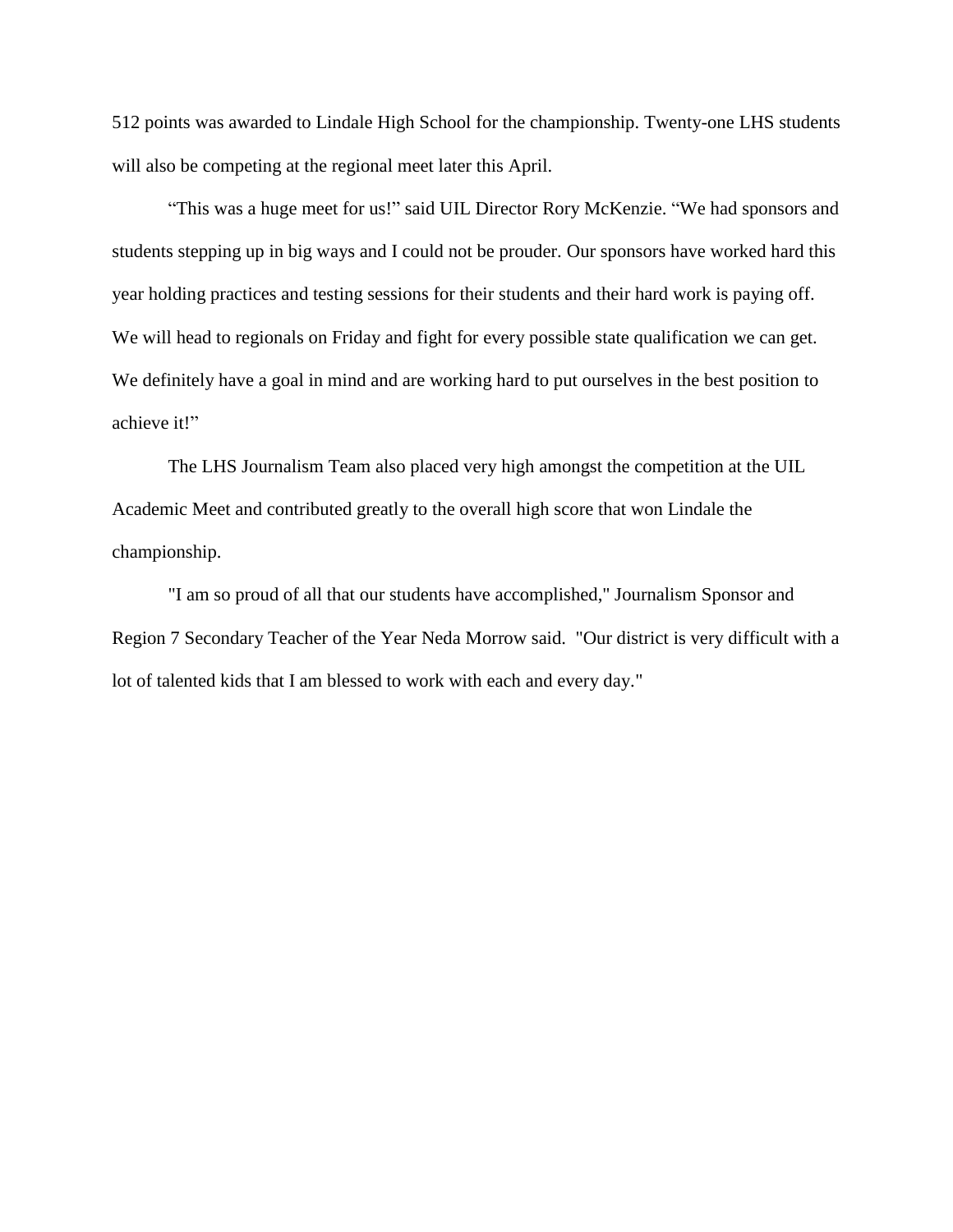512 points was awarded to Lindale High School for the championship. Twenty-one LHS students will also be competing at the regional meet later this April.

"This was a huge meet for us!" said UIL Director Rory McKenzie. "We had sponsors and students stepping up in big ways and I could not be prouder. Our sponsors have worked hard this year holding practices and testing sessions for their students and their hard work is paying off. We will head to regionals on Friday and fight for every possible state qualification we can get. We definitely have a goal in mind and are working hard to put ourselves in the best position to achieve it!"

The LHS Journalism Team also placed very high amongst the competition at the UIL Academic Meet and contributed greatly to the overall high score that won Lindale the championship.

"I am so proud of all that our students have accomplished," Journalism Sponsor and Region 7 Secondary Teacher of the Year Neda Morrow said. "Our district is very difficult with a lot of talented kids that I am blessed to work with each and every day."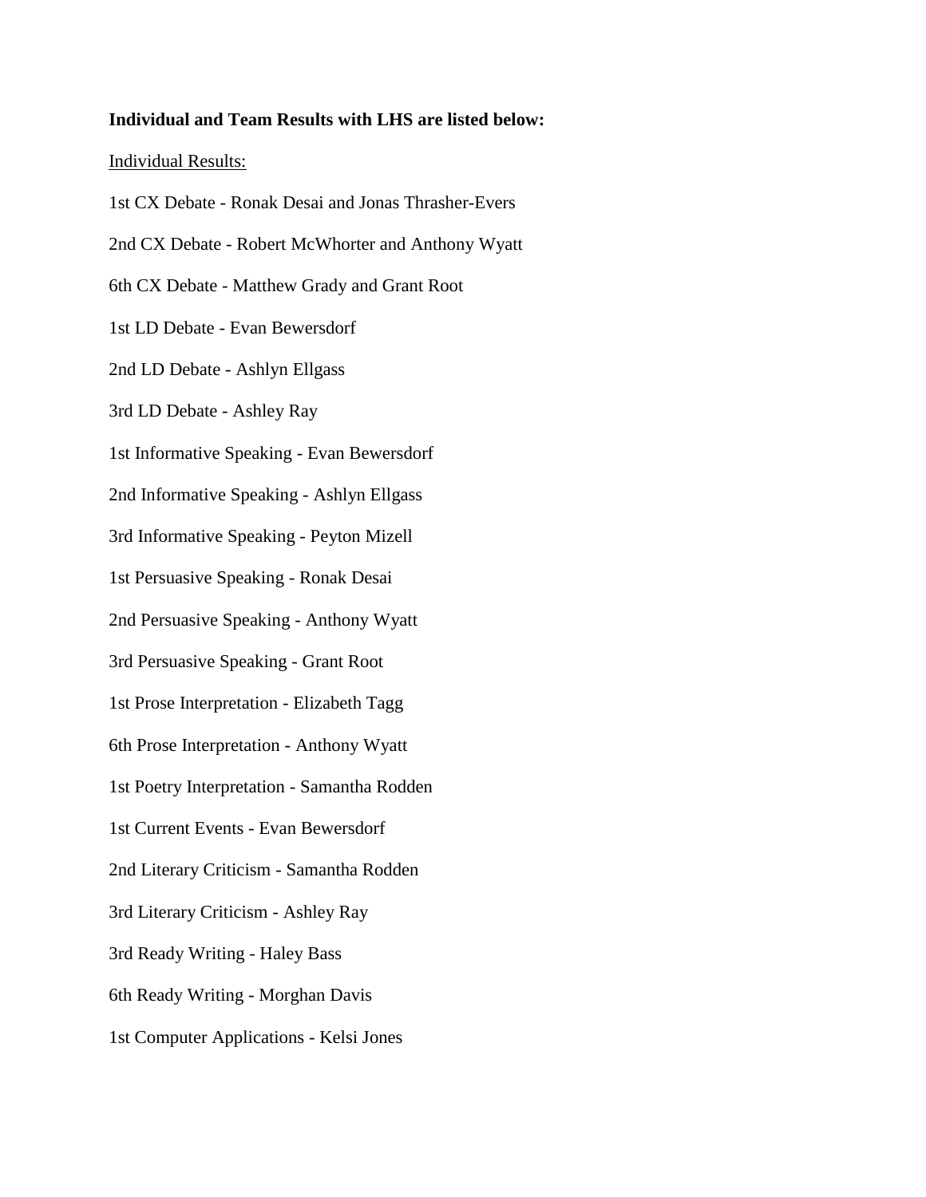**Individual and Team Results with LHS are listed below:**

Individual Results:

1st CX Debate - Ronak Desai and Jonas Thrasher-Evers

2nd CX Debate - Robert McWhorter and Anthony Wyatt

6th CX Debate - Matthew Grady and Grant Root

1st LD Debate - Evan Bewersdorf

2nd LD Debate - Ashlyn Ellgass

3rd LD Debate - Ashley Ray

1st Informative Speaking - Evan Bewersdorf

2nd Informative Speaking - Ashlyn Ellgass

3rd Informative Speaking - Peyton Mizell

1st Persuasive Speaking - Ronak Desai

2nd Persuasive Speaking - Anthony Wyatt

3rd Persuasive Speaking - Grant Root

1st Prose Interpretation - Elizabeth Tagg

6th Prose Interpretation - Anthony Wyatt

1st Poetry Interpretation - Samantha Rodden

1st Current Events - Evan Bewersdorf

2nd Literary Criticism - Samantha Rodden

3rd Literary Criticism - Ashley Ray

3rd Ready Writing - Haley Bass

6th Ready Writing - Morghan Davis

1st Computer Applications - Kelsi Jones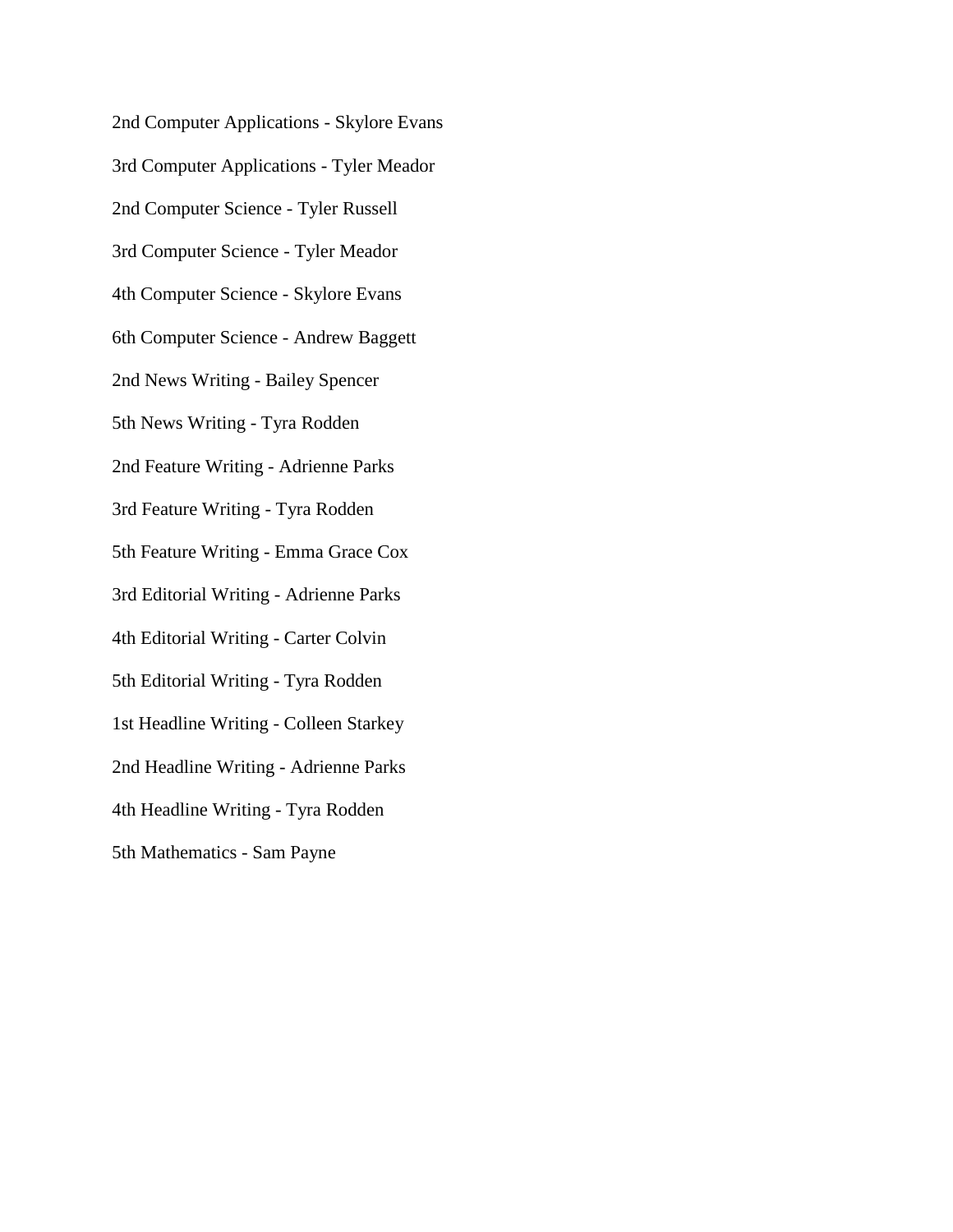2nd Computer Applications - Skylore Evans

3rd Computer Applications - Tyler Meador

2nd Computer Science - Tyler Russell

3rd Computer Science - Tyler Meador

4th Computer Science - Skylore Evans

6th Computer Science - Andrew Baggett

2nd News Writing - Bailey Spencer

5th News Writing - Tyra Rodden

2nd Feature Writing - Adrienne Parks

3rd Feature Writing - Tyra Rodden

5th Feature Writing - Emma Grace Cox

3rd Editorial Writing - Adrienne Parks

4th Editorial Writing - Carter Colvin

5th Editorial Writing - Tyra Rodden

1st Headline Writing - Colleen Starkey

2nd Headline Writing - Adrienne Parks

4th Headline Writing - Tyra Rodden

5th Mathematics - Sam Payne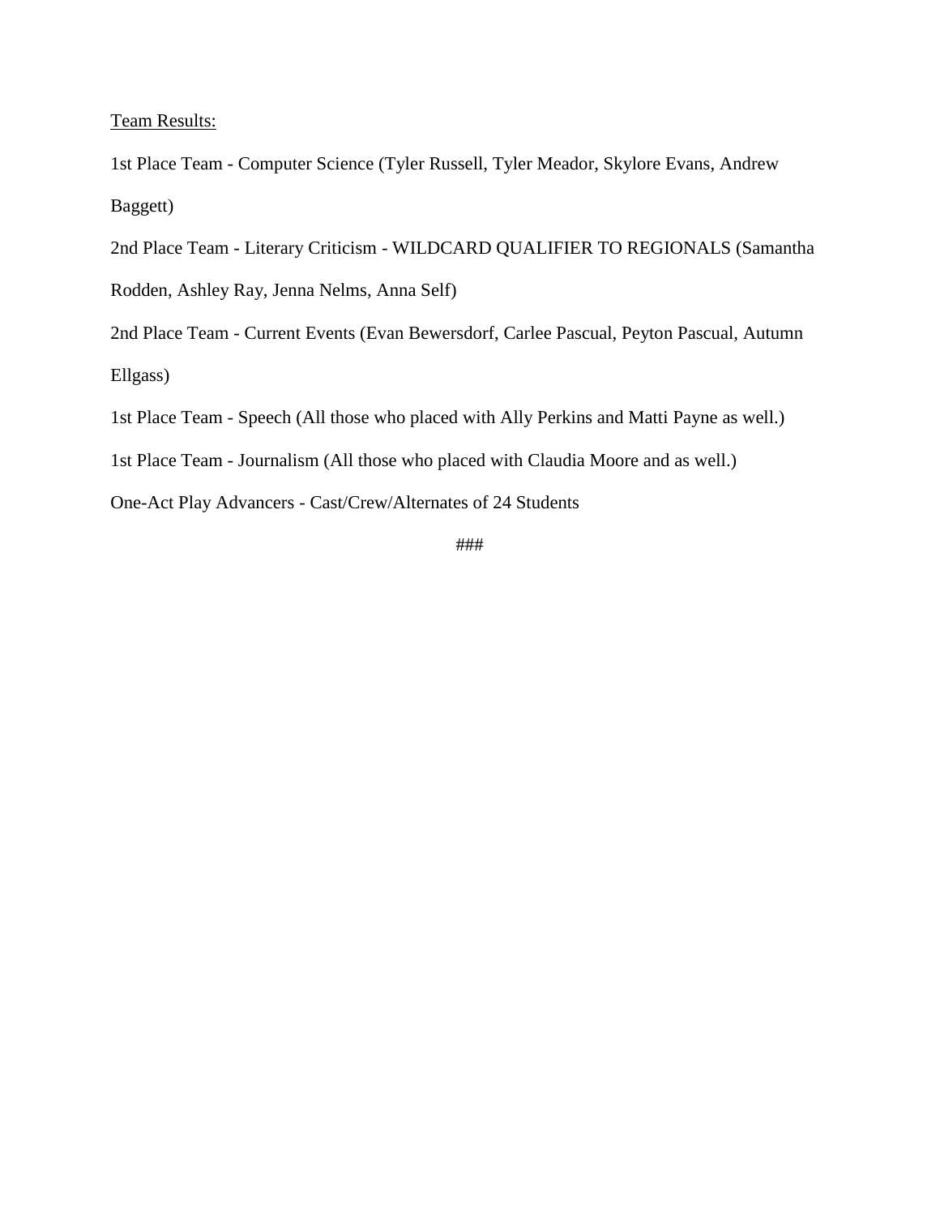<u>Team Results:</u>

1st Place Team - Computer Science (Tyler Russell, Tyler Meador, Skylore Evans, Andrew Baggett)

2nd Place Team - Literary Criticism - WILDCARD QUALIFIER TO REGIONALS (Samantha Rodden, Ashley Ray, Jenna Nelms, Anna Self)

2nd Place Team - Current Events (Evan Bewersdorf, Carlee Pascual, Peyton Pascual, Autumn Ellgass)

1st Place Team - Speech (All those who placed with Ally Perkins and Matti Payne as well.)

1st Place Team - Journalism (All those who placed with Claudia Moore and as well.)

One-Act Play Advancers - Cast/Crew/Alternates of 24 Students

###